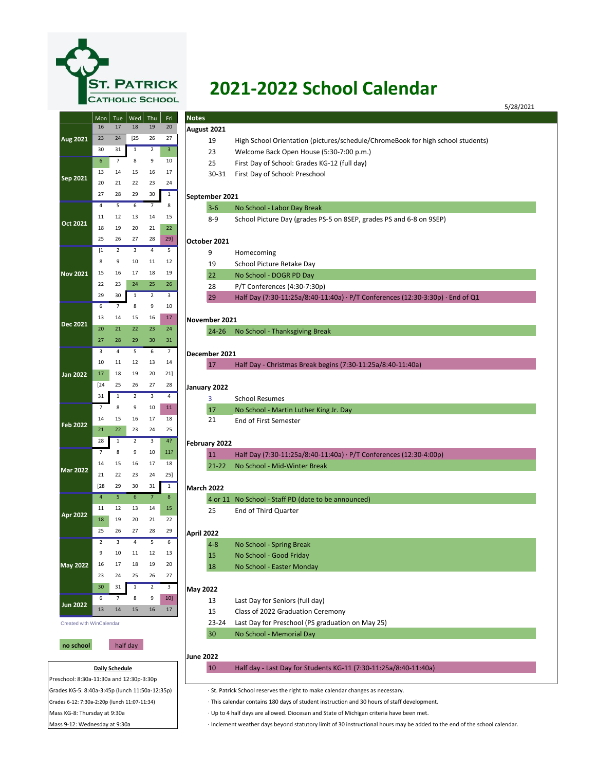ST. PATRICK CATHOLIC SCHOOL

# 2021-2022 School Calendar

5/28/2021

| | Mon | Tue | Wed | Thu | Fri |
|---|---|---|---|---|---|
| | 16 | 17 | 18 | 19 | 20 |
| Aug 2021 | 23 | 24 | [25 | 26 | 27 |
| | 30 | 31 | 1 | 2 | 3 |
| Sep 2021 | 6 | 7 | 8 | 9 | 10 |
| | 13 | 14 | 15 | 16 | 17 |
| | 20 | 21 | 22 | 23 | 24 |
| | 27 | 28 | 29 | 30 | 1 |
| Oct 2021 | 4 | 5 | 6 | 7 | 8 |
| | 11 | 12 | 13 | 14 | 15 |
| | 18 | 19 | 20 | 21 | 22 |
| | 25 | 26 | 27 | 28 | 29] |
| Nov 2021 | [1 | 2 | 3 | 4 | 5 |
| | 8 | 9 | 10 | 11 | 12 |
| | 15 | 16 | 17 | 18 | 19 |
| | 22 | 23 | 24 | 25 | 26 |
| | 29 | 30 | 1 | 2 | 3 |
| Dec 2021 | 6 | 7 | 8 | 9 | 10 |
| | 13 | 14 | 15 | 16 | 17 |
| | 20 | 21 | 22 | 23 | 24 |
| | 27 | 28 | 29 | 30 | 31 |
| Jan 2022 | 3 | 4 | 5 | 6 | 7 |
| | 10 | 11 | 12 | 13 | 14 |
| | 17 | 18 | 19 | 20 | 21] |
| | [24 | 25 | 26 | 27 | 28 |
| | 31 | 1 | 2 | 3 | 4 |
| Feb 2022 | 7 | 8 | 9 | 10 | 11 |
| | 14 | 15 | 16 | 17 | 18 |
| | 21 | 22 | 23 | 24 | 25 |
| | 28 | 1 | 2 | 3 | 4? |
| Mar 2022 | 7 | 8 | 9 | 10 | 11? |
| | 14 | 15 | 16 | 17 | 18 |
| | 21 | 22 | 23 | 24 | 25] |
| | [28 | 29 | 30 | 31 | 1 |
| Apr 2022 | 4 | 5 | 6 | 7 | 8 |
| | 11 | 12 | 13 | 14 | 15 |
| | 18 | 19 | 20 | 21 | 22 |
| | 25 | 26 | 27 | 28 | 29 |
| May 2022 | 2 | 3 | 4 | 5 | 6 |
| | 9 | 10 | 11 | 12 | 13 |
| | 16 | 17 | 18 | 19 | 20 |
| | 23 | 24 | 25 | 26 | 27 |
| | 30 | 31 | 1 | 2 | 3 |
| Jun 2022 | 6 | 7 | 8 | 9 | 10] |
| | 13 | 14 | 15 | 16 | 17 |

Created with WinCalendar

no school | half day

**Daily Schedule**

Preschool: 8:30a-11:30a and 12:30p-3:30p
Grades KG-5: 8:40a-3:45p (lunch 11:50a-12:35p)
Grades 6-12: 7:30a-2:20p (lunch 11:07-11:34)
Mass KG-8: Thursday at 9:30a
Mass 9-12: Wednesday at 9:30a

## Notes

**August 2021**

| | |
|---|---|
| 19 | High School Orientation (pictures/schedule/ChromeBook for high school students) |
| 23 | Welcome Back Open House (5:30-7:00 p.m.) |
| 25 | First Day of School: Grades KG-12 (full day) |
| 30-31 | First Day of School: Preschool |

**September 2021**

| | |
|---|---|
| 3-6 | No School - Labor Day Break |
| 8-9 | School Picture Day (grades PS-5 on 8SEP, grades PS and 6-8 on 9SEP) |

**October 2021**

| | |
|---|---|
| 9 | Homecoming |
| 19 | School Picture Retake Day |
| 22 | No School - DOGR PD Day |
| 28 | P/T Conferences (4:30-7:30p) |
| 29 | Half Day (7:30-11:25a/8:40-11:40a) · P/T Conferences (12:30-3:30p) · End of Q1 |

**November 2021**

| | |
|---|---|
| 24-26 | No School - Thanksgiving Break |

**December 2021**

| | |
|---|---|
| 17 | Half Day - Christmas Break begins (7:30-11:25a/8:40-11:40a) |

**January 2022**

| | |
|---|---|
| 3 | School Resumes |
| 17 | No School - Martin Luther King Jr. Day |
| 21 | End of First Semester |

**February 2022**

| | |
|---|---|
| 11 | Half Day (7:30-11:25a/8:40-11:40a) · P/T Conferences (12:30-4:00p) |
| 21-22 | No School - Mid-Winter Break |

**March 2022**

| | |
|---|---|
| 4 or 11 | No School - Staff PD (date to be announced) |
| 25 | End of Third Quarter |

**April 2022**

| | |
|---|---|
| 4-8 | No School - Spring Break |
| 15 | No School - Good Friday |
| 18 | No School - Easter Monday |

**May 2022**

| | |
|---|---|
| 13 | Last Day for Seniors (full day) |
| 15 | Class of 2022 Graduation Ceremony |
| 23-24 | Last Day for Preschool (PS graduation on May 25) |
| 30 | No School - Memorial Day |

**June 2022**

| | |
|---|---|
| 10 | Half day - Last Day for Students KG-11 (7:30-11:25a/8:40-11:40a) |

· St. Patrick School reserves the right to make calendar changes as necessary.
· This calendar contains 180 days of student instruction and 30 hours of staff development.
· Up to 4 half days are allowed. Diocesan and State of Michigan criteria have been met.
· Inclement weather days beyond statutory limit of 30 instructional hours may be added to the end of the school calendar.